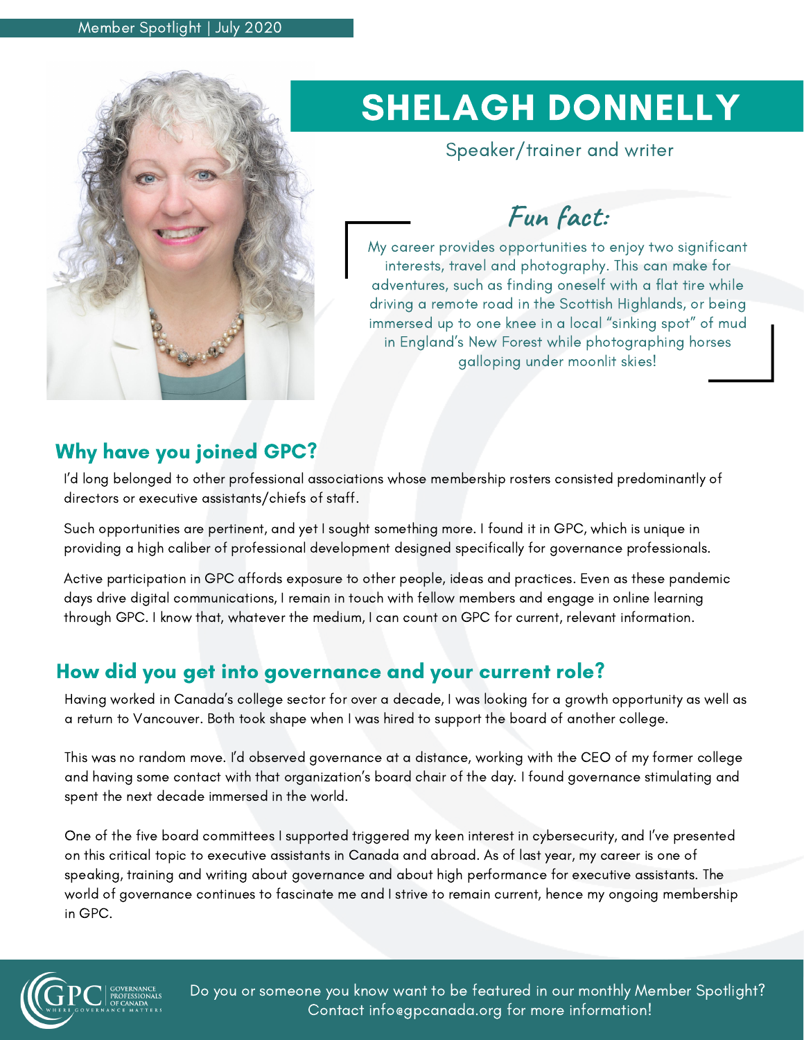Member Spotlight | July 2020

# SHELAGH DONNELLY

Speaker/trainer and writer

## Fun fact:

My career provides opportunities to enjoy two significant interests, travel and photography. This can make for adventures, such as finding oneself with a flat tire while driving a remote road in the Scottish Highlands, or being immersed up to one knee in a local "sinking spot" of mud in England's New Forest while photographing horses galloping under moonlit skies!

## Why have you joined GPC?

I'd long belonged to other professional associations whose membership rosters consisted predominantly of directors or executive assistants/chiefs of staff.

Such opportunities are pertinent, and yet I sought something more. I found it in GPC, which is unique in providing a high caliber of professional development designed specifically for governance professionals.

Active participation in GPC affords exposure to other people, ideas and practices. Even as these pandemic days drive digital communications, I remain in touch with fellow members and engage in online learning through GPC. I know that, whatever the medium, I can count on GPC for current, relevant information.

## How did you get into governance and your current role?

Having worked in Canada's college sector for over a decade, I was looking for a growth opportunity as well as a return to Vancouver. Both took shape when I was hired to support the board of another college.

This was no random move. I'd observed governance at a distance, working with the CEO of my former college and having some contact with that organization's board chair of the day. I found governance stimulating and spent the next decade immersed in the world.

One of the five board committees I supported triggered my keen interest in cybersecurity, and I've presented on this critical topic to executive assistants in Canada and abroad. As of last year, my career is one of speaking, training and writing about governance and about high performance for executive assistants. The world of governance continues to fascinate me and I strive to remain current, hence my ongoing membership in GPC.

GPC | GOVERNANCE PROFESSIONALS OF CANADA | WHERE GOVERNANCE MATTERS

Do you or someone you know want to be featured in our monthly Member Spotlight? Contact info@gpcanada.org for more information!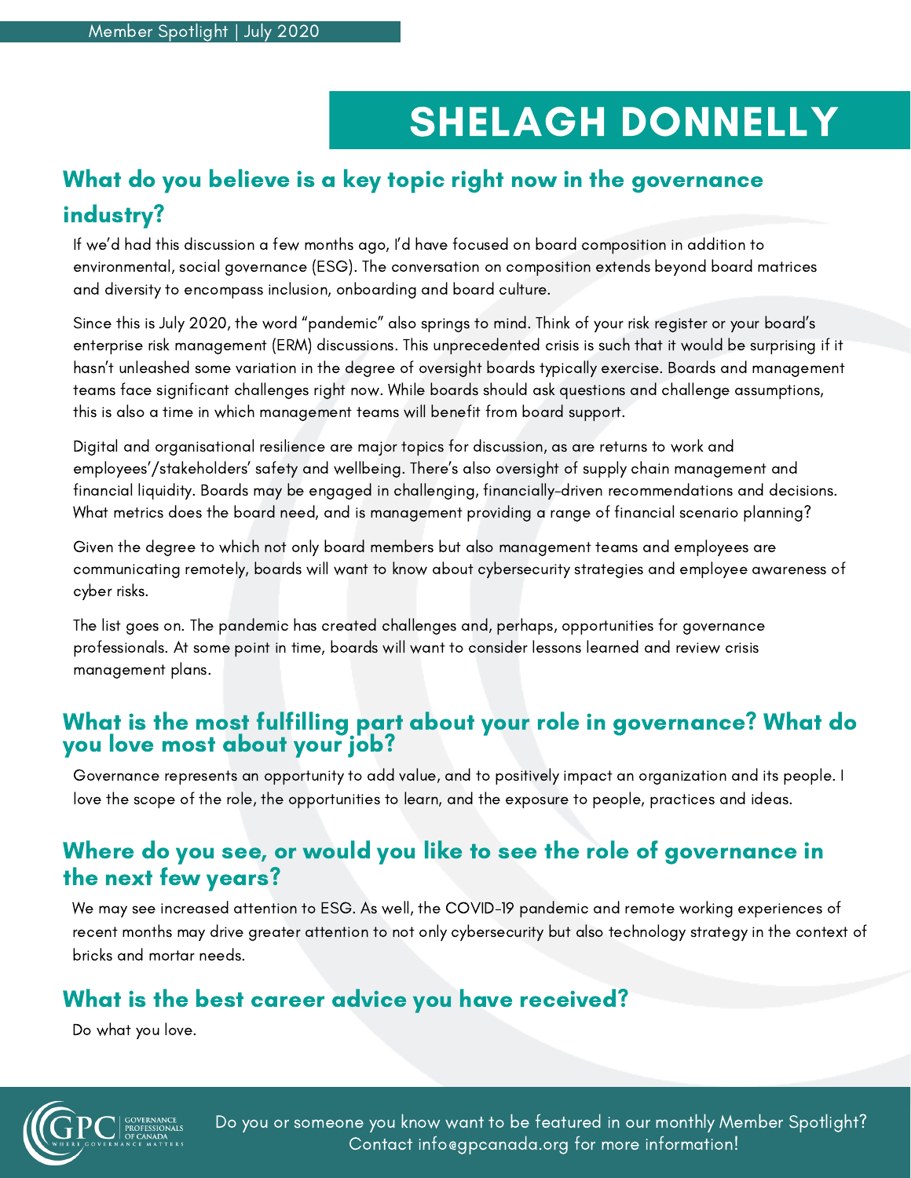# SHELAGH DONNELLY

## What do you believe is a key topic right now in the governance industry?

If we'd had this discussion a few months ago, I'd have focused on board composition in addition to environmental, social governance (ESG). The conversation on composition extends beyond board matrices and diversity to encompass inclusion, onboarding and board culture.

Since this is July 2020, the word "pandemic" also springs to mind. Think of your risk register or your board's enterprise risk management (ERM) discussions. This unprecedented crisis is such that it would be surprising if it hasn't unleashed some variation in the degree of oversight boards typically exercise. Boards and management teams face significant challenges right now. While boards should ask questions and challenge assumptions, this is also a time in which management teams will benefit from board support.

Digital and organisational resilience are major topics for discussion, as are returns to work and employees'/stakeholders' safety and wellbeing. There's also oversight of supply chain management and financial liquidity. Boards may be engaged in challenging, financially-driven recommendations and decisions. What metrics does the board need, and is management providing a range of financial scenario planning?

Given the degree to which not only board members but also management teams and employees are communicating remotely, boards will want to know about cybersecurity strategies and employee awareness of cyber risks.

The list goes on. The pandemic has created challenges and, perhaps, opportunities for governance professionals. At some point in time, boards will want to consider lessons learned and review crisis management plans.

## What is the most fulfilling part about your role in governance? What do you love most about your job?

Governance represents an opportunity to add value, and to positively impact an organization and its people. I love the scope of the role, the opportunities to learn, and the exposure to people, practices and ideas.

## Where do you see, or would you like to see the role of governance in the next few years?

We may see increased attention to ESG. As well, the COVID-19 pandemic and remote working experiences of recent months may drive greater attention to not only cybersecurity but also technology strategy in the context of bricks and mortar needs.

## What is the best career advice you have received?

Do what you love.

Do you or someone you know want to be featured in our monthly Member Spotlight? Contact info@gpcanada.org for more information!